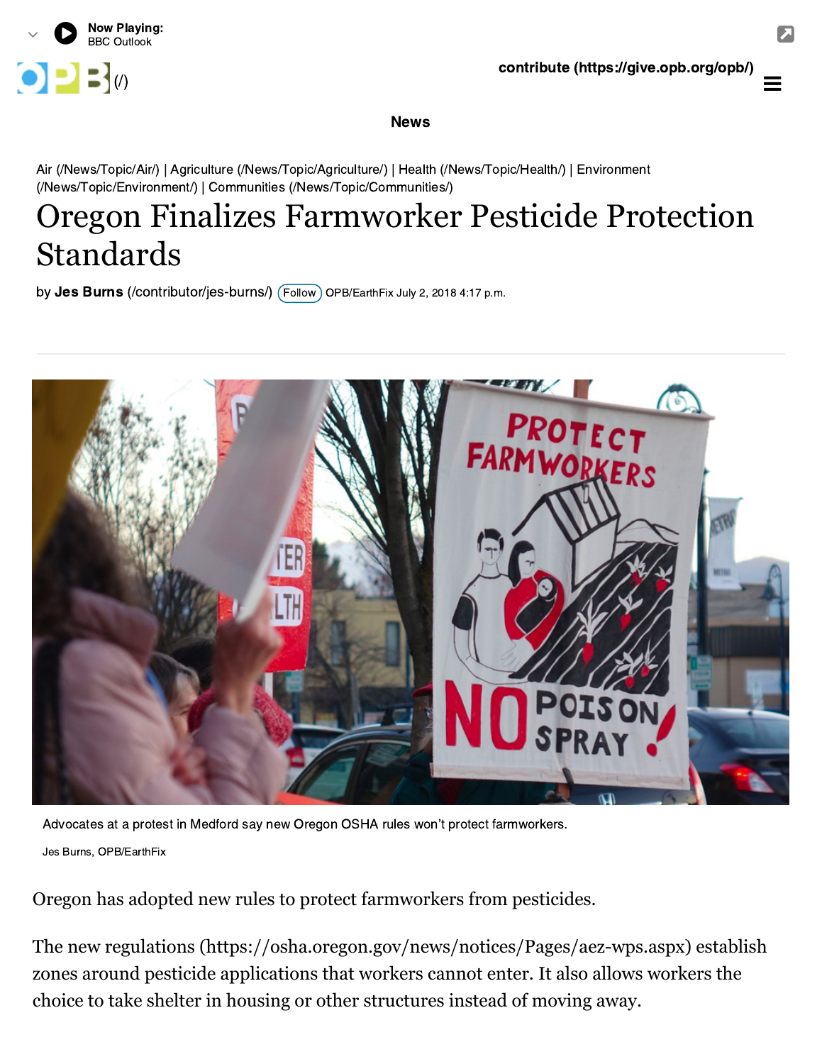News

Air (/News/Topic/Air/) | Agriculture (/News/Topic/Agriculture/) | Health (/News/Topic/Health/) | Environment (/News/Topic/Environment/) | Communities (/News/Topic/Communities/)

# Oregon Finalizes Farmworker Pesticide Protection Standards

by **Jes Burns** (/contributor/jes-burns/) Follow OPB/EarthFix July 2, 2018 4:17 p.m.

Advocates at a protest in Medford say new Oregon OSHA rules won't protect farmworkers.

Jes Burns, OPB/EarthFix

Oregon has adopted new rules to protect farmworkers from pesticides.

The new regulations (https://osha.oregon.gov/news/notices/Pages/aez-wps.aspx) establish zones around pesticide applications that workers cannot enter. It also allows workers the choice to take shelter in housing or other structures instead of moving away.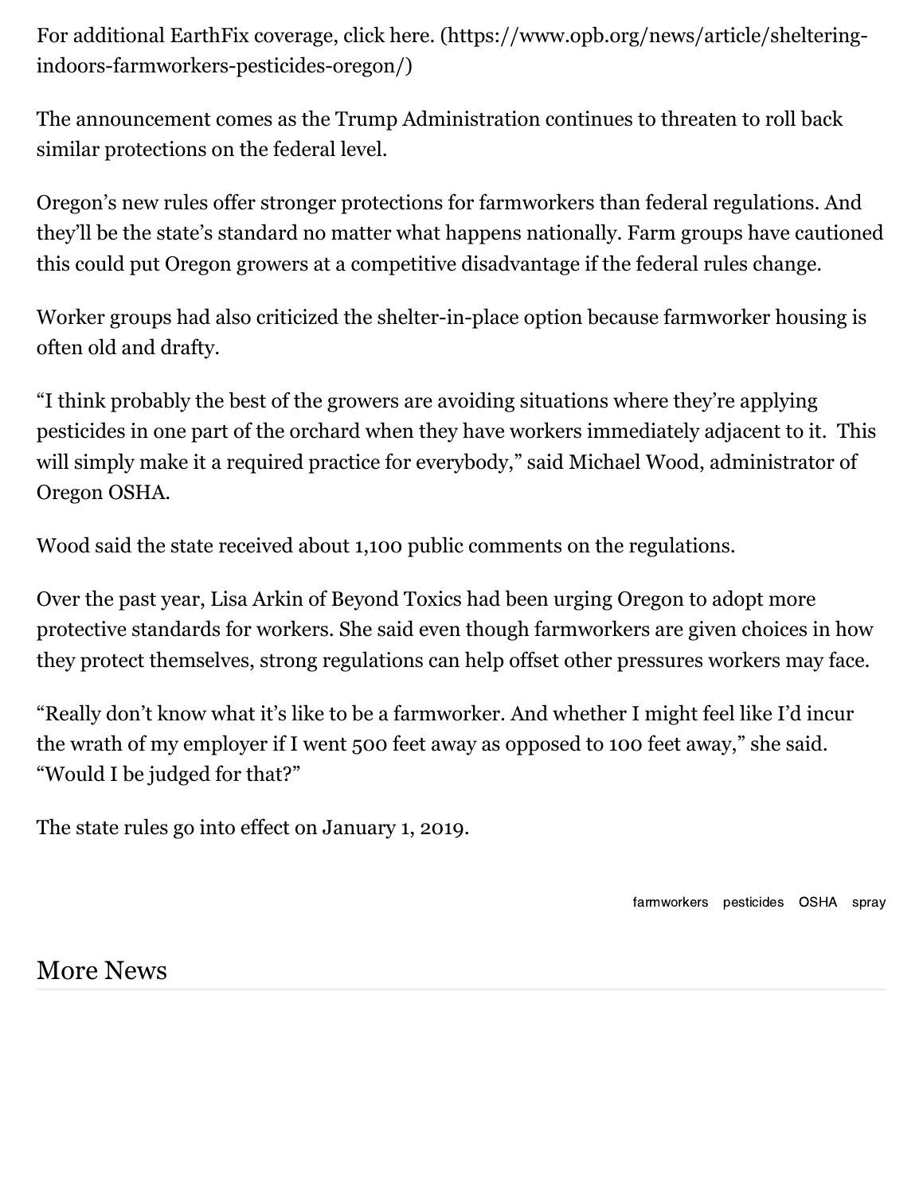For additional EarthFix coverage, click here. (https://www.opb.org/news/article/sheltering-indoors-farmworkers-pesticides-oregon/)

The announcement comes as the Trump Administration continues to threaten to roll back similar protections on the federal level.

Oregon's new rules offer stronger protections for farmworkers than federal regulations. And they'll be the state's standard no matter what happens nationally. Farm groups have cautioned this could put Oregon growers at a competitive disadvantage if the federal rules change.

Worker groups had also criticized the shelter-in-place option because farmworker housing is often old and drafty.

"I think probably the best of the growers are avoiding situations where they're applying pesticides in one part of the orchard when they have workers immediately adjacent to it. This will simply make it a required practice for everybody," said Michael Wood, administrator of Oregon OSHA.

Wood said the state received about 1,100 public comments on the regulations.

Over the past year, Lisa Arkin of Beyond Toxics had been urging Oregon to adopt more protective standards for workers. She said even though farmworkers are given choices in how they protect themselves, strong regulations can help offset other pressures workers may face.

"Really don't know what it's like to be a farmworker. And whether I might feel like I'd incur the wrath of my employer if I went 500 feet away as opposed to 100 feet away," she said. "Would I be judged for that?"

The state rules go into effect on January 1, 2019.

farmworkers pesticides OSHA spray

## More News